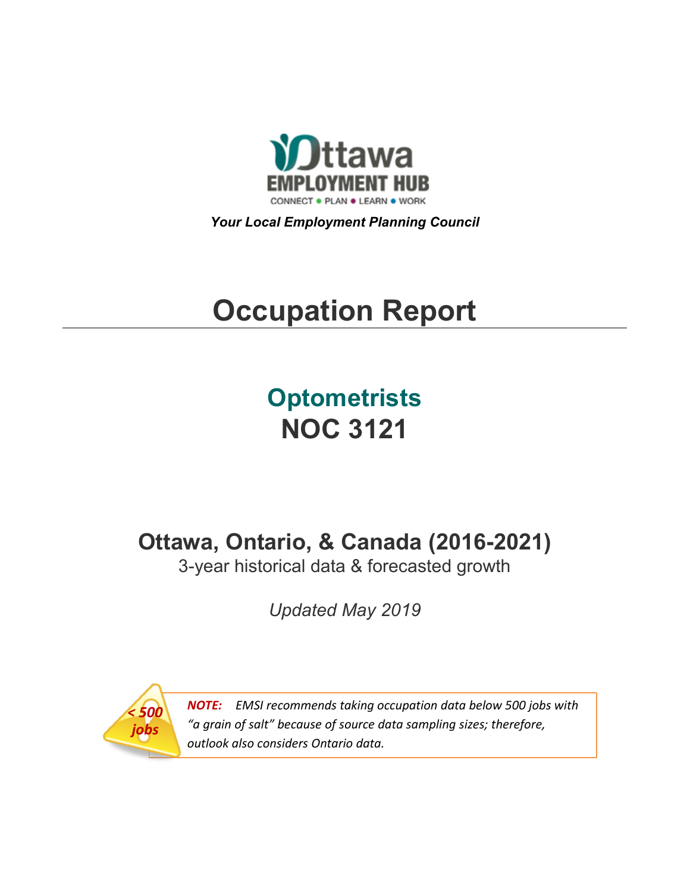**Ottawa EMPLOYMENT HUB**

CONNECT • PLAN • LEARN • WORK

***Your Local Employment Planning Council***

# Occupation Report

## Optometrists
## NOC 3121

## Ottawa, Ontario, & Canada (2016-2021)

3-year historical data & forecasted growth

*Updated May 2019*

*< 500 jobs*

***NOTE:*** *EMSI recommends taking occupation data below 500 jobs with "a grain of salt" because of source data sampling sizes; therefore, outlook also considers Ontario data.*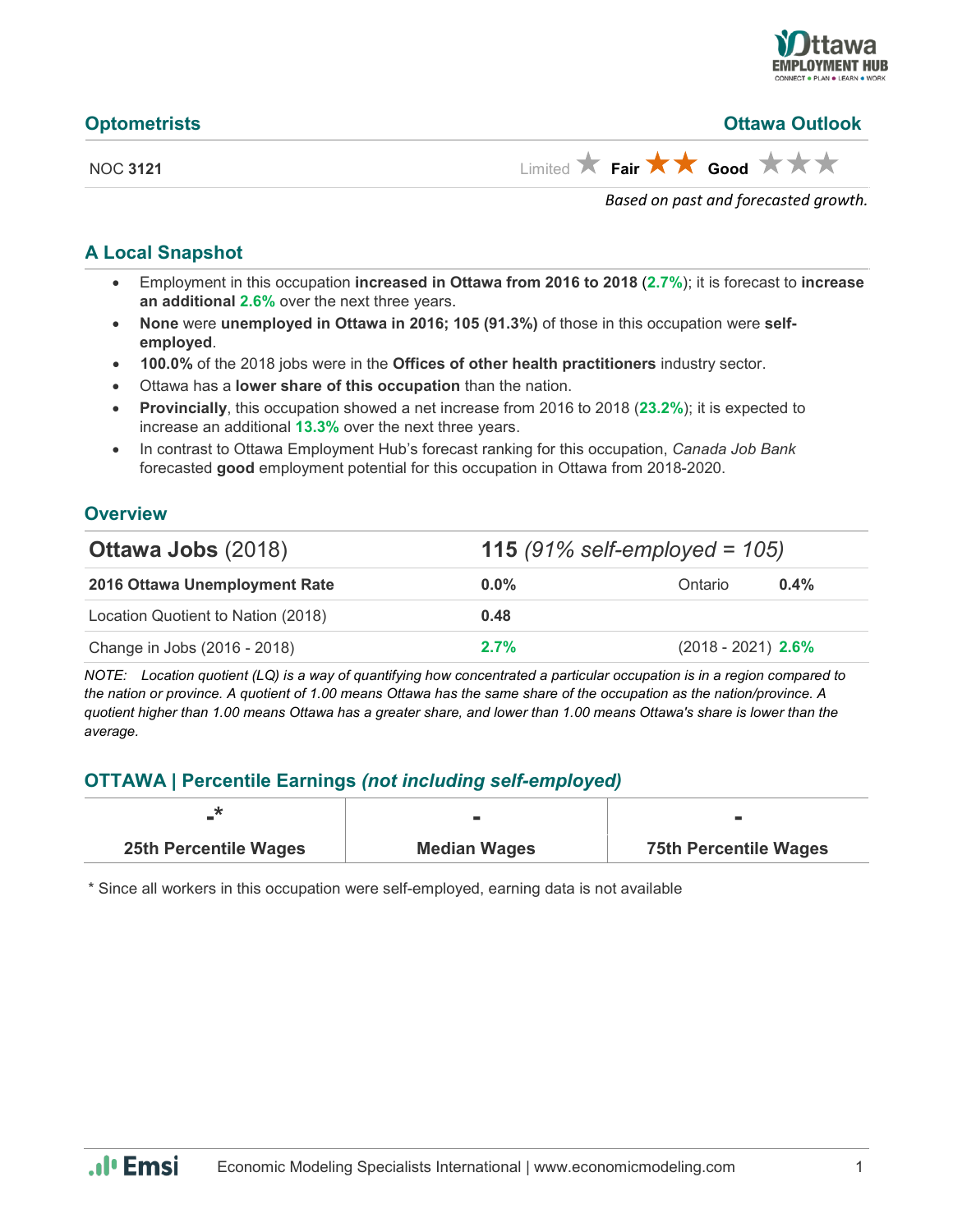## Optometrists

## Ottawa Outlook

NOC **3121**

Limited ★ **Fair** ★★ **Good** ★★★

*Based on past and forecasted growth.*

## A Local Snapshot

- Employment in this occupation **increased in Ottawa from 2016 to 2018** (**2.7%**); it is forecast to **increase an additional** **2.6%** over the next three years.
- **None** were **unemployed in Ottawa in 2016; 105 (91.3%)** of those in this occupation were **self-employed**.
- **100.0%** of the 2018 jobs were in the **Offices of other health practitioners** industry sector.
- Ottawa has a **lower share of this occupation** than the nation.
- **Provincially**, this occupation showed a net increase from 2016 to 2018 (**23.2%**); it is expected to increase an additional **13.3%** over the next three years.
- In contrast to Ottawa Employment Hub's forecast ranking for this occupation, *Canada Job Bank* forecasted **good** employment potential for this occupation in Ottawa from 2018-2020.

## Overview

| **Ottawa Jobs** (2018) | **115** *(91% self-employed = 105)* | | |
|---|---|---|---|
| **2016 Ottawa Unemployment Rate** | **0.0%** | Ontario | **0.4%** |
| Location Quotient to Nation (2018) | **0.48** | | |
| Change in Jobs (2016 - 2018) | **2.7%** | (2018 - 2021) | **2.6%** |

*NOTE: Location quotient (LQ) is a way of quantifying how concentrated a particular occupation is in a region compared to the nation or province. A quotient of 1.00 means Ottawa has the same share of the occupation as the nation/province. A quotient higher than 1.00 means Ottawa has a greater share, and lower than 1.00 means Ottawa's share is lower than the average.*

## OTTAWA | Percentile Earnings *(not including self-employed)*

| -* | - | - |
|---|---|---|
| **25th Percentile Wages** | **Median Wages** | **75th Percentile Wages** |

\* Since all workers in this occupation were self-employed, earning data is not available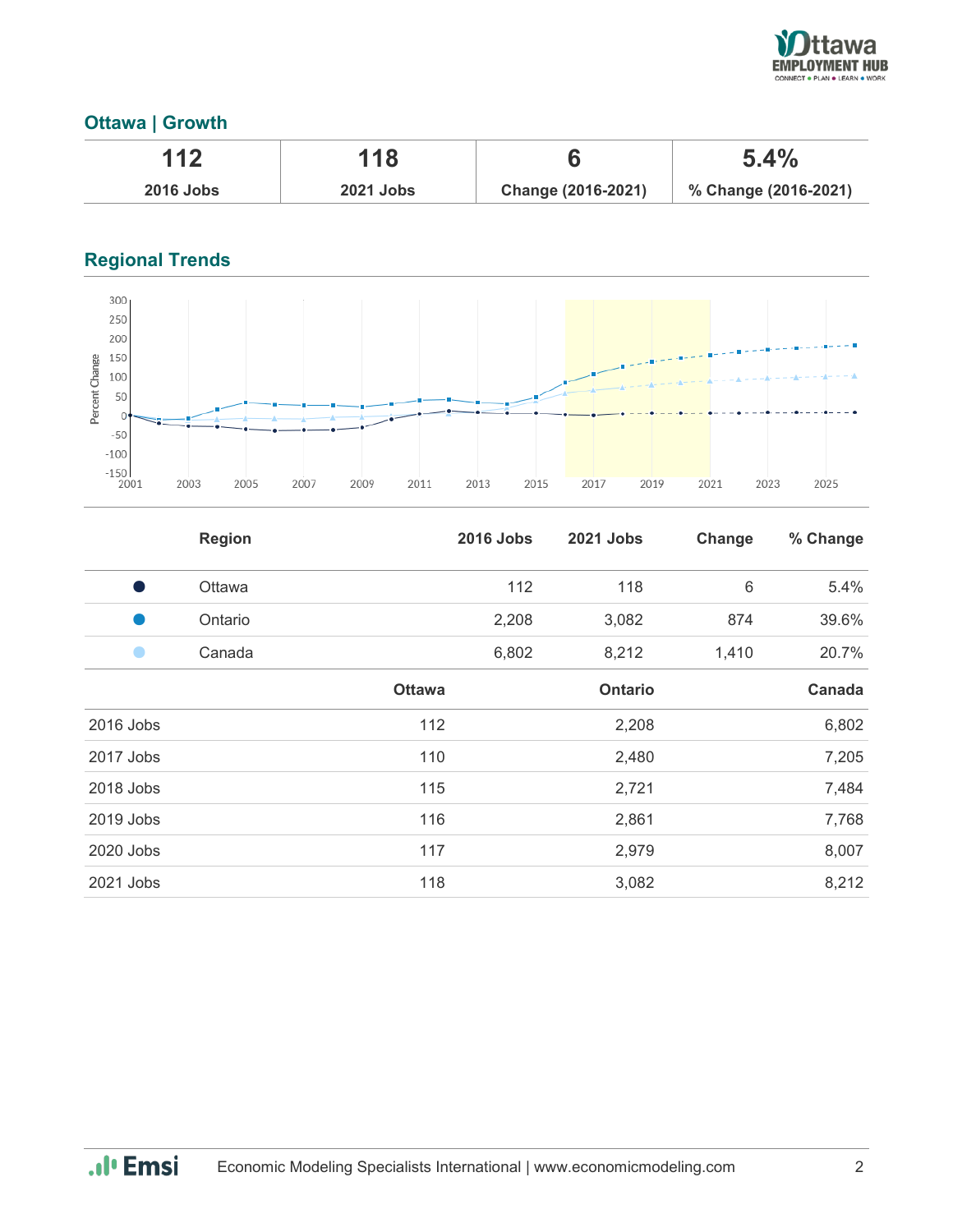## Ottawa | Growth

| 112 | 118 | 6 | 5.4% |
|---|---|---|---|
| 2016 Jobs | 2021 Jobs | Change (2016-2021) | % Change (2016-2021) |

## Regional Trends

| Region | 2016 Jobs | 2021 Jobs | Change | % Change |
|---|---|---|---|---|
| Ottawa | 112 | 118 | 6 | 5.4% |
| Ontario | 2,208 | 3,082 | 874 | 39.6% |
| Canada | 6,802 | 8,212 | 1,410 | 20.7% |

| | Ottawa | Ontario | Canada |
|---|---|---|---|
| 2016 Jobs | 112 | 2,208 | 6,802 |
| 2017 Jobs | 110 | 2,480 | 7,205 |
| 2018 Jobs | 115 | 2,721 | 7,484 |
| 2019 Jobs | 116 | 2,861 | 7,768 |
| 2020 Jobs | 117 | 2,979 | 8,007 |
| 2021 Jobs | 118 | 3,082 | 8,212 |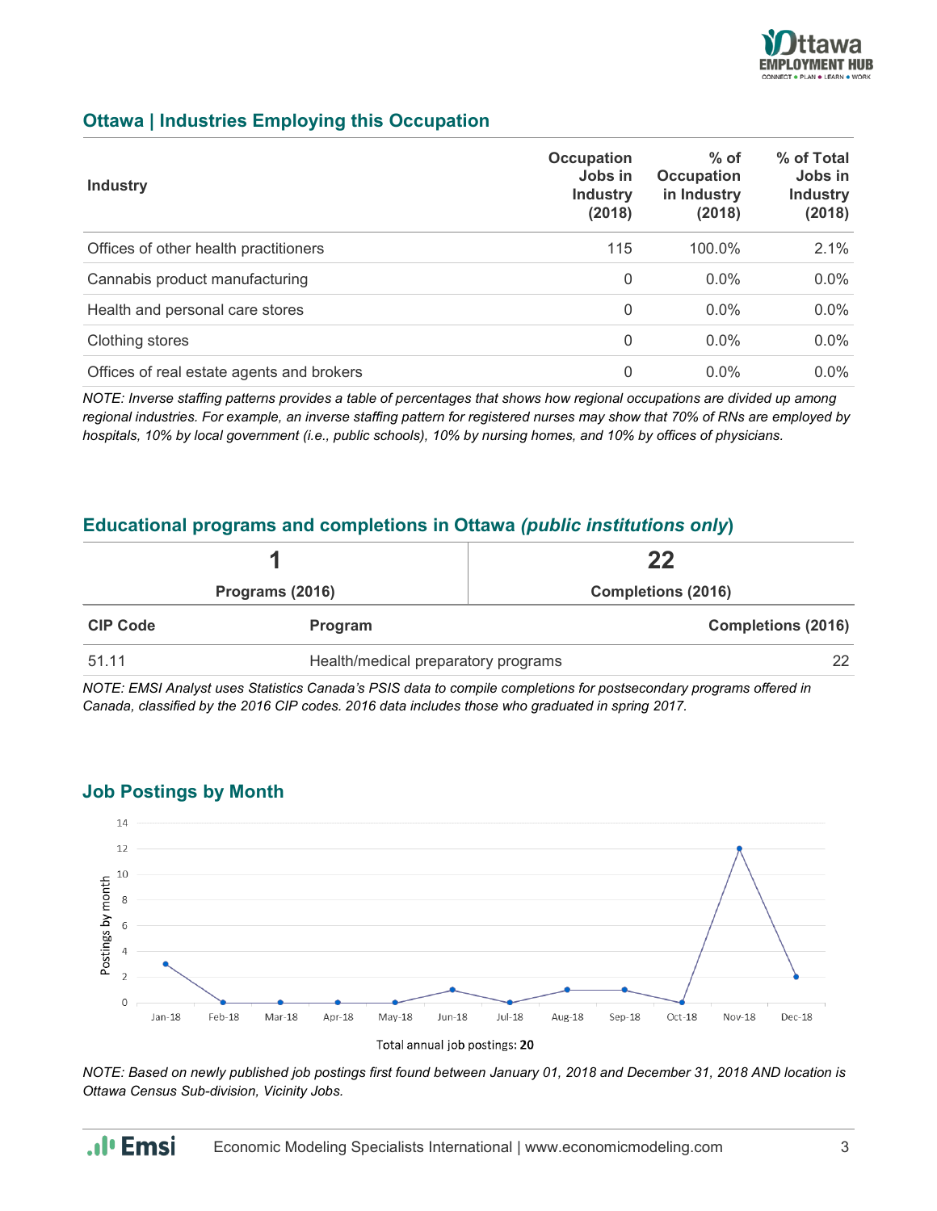## Ottawa | Industries Employing this Occupation

| Industry | Occupation Jobs in Industry (2018) | % of Occupation in Industry (2018) | % of Total Jobs in Industry (2018) |
|---|---|---|---|
| Offices of other health practitioners | 115 | 100.0% | 2.1% |
| Cannabis product manufacturing | 0 | 0.0% | 0.0% |
| Health and personal care stores | 0 | 0.0% | 0.0% |
| Clothing stores | 0 | 0.0% | 0.0% |
| Offices of real estate agents and brokers | 0 | 0.0% | 0.0% |

*NOTE: Inverse staffing patterns provides a table of percentages that shows how regional occupations are divided up among regional industries. For example, an inverse staffing pattern for registered nurses may show that 70% of RNs are employed by hospitals, 10% by local government (i.e., public schools), 10% by nursing homes, and 10% by offices of physicians.*

## Educational programs and completions in Ottawa *(public institutions only)*

| 1 | 22 |
|---|---|
| Programs (2016) | Completions (2016) |

| CIP Code | Program | Completions (2016) |
|---|---|---|
| 51.11 | Health/medical preparatory programs | 22 |

*NOTE: EMSI Analyst uses Statistics Canada's PSIS data to compile completions for postsecondary programs offered in Canada, classified by the 2016 CIP codes. 2016 data includes those who graduated in spring 2017.*

## Job Postings by Month

| Month | Postings by month |
|---|---|
| Jan-18 | 3 |
| Feb-18 | 0 |
| Mar-18 | 0 |
| Apr-18 | 0 |
| May-18 | 0 |
| Jun-18 | 1 |
| Jul-18 | 0 |
| Aug-18 | 1 |
| Sep-18 | 1 |
| Oct-18 | 0 |
| Nov-18 | 12 |
| Dec-18 | 2 |

Total annual job postings: **20**

*NOTE: Based on newly published job postings first found between January 01, 2018 and December 31, 2018 AND location is Ottawa Census Sub-division, Vicinity Jobs.*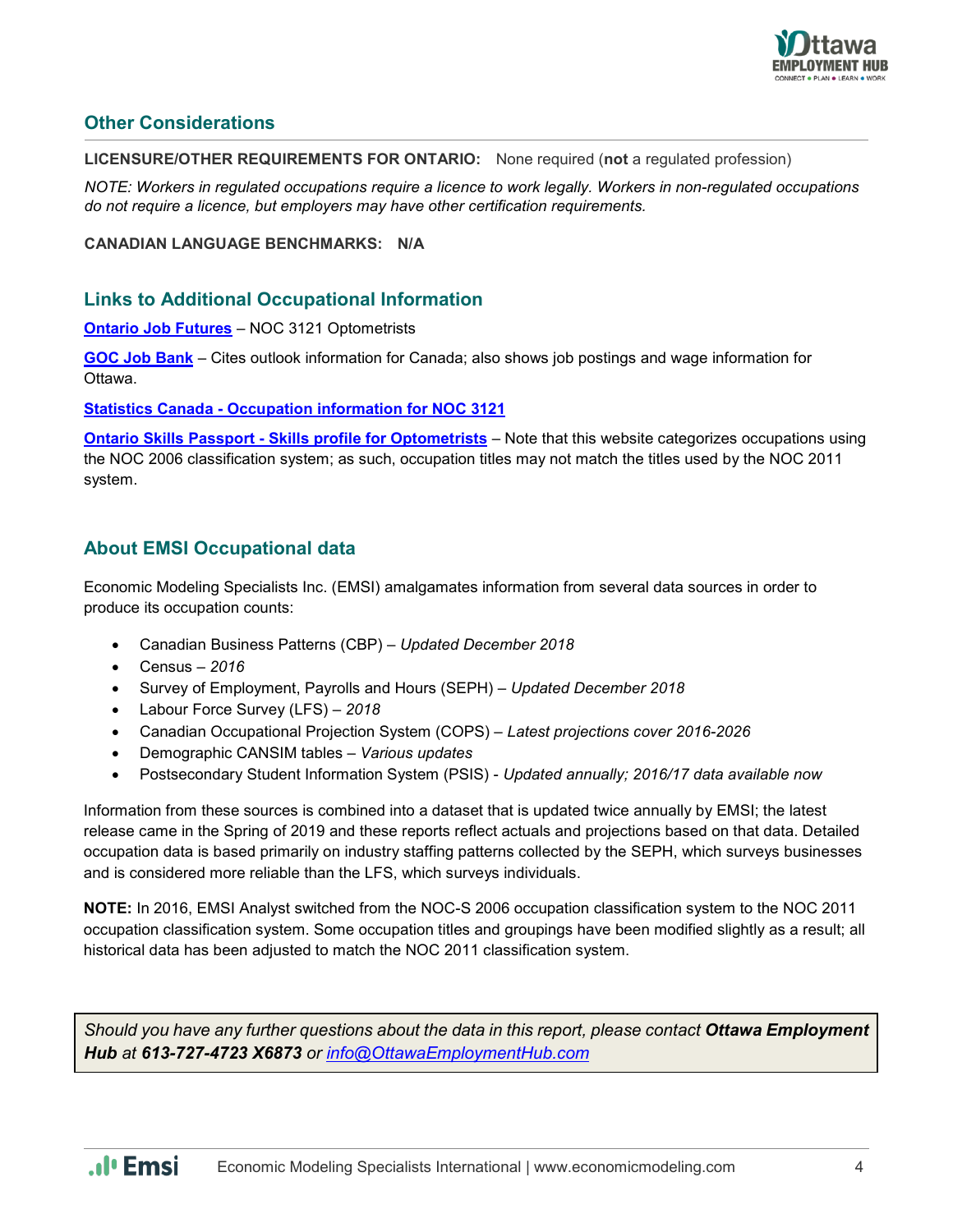## Other Considerations

**LICENSURE/OTHER REQUIREMENTS FOR ONTARIO:** None required (**not** a regulated profession)

*NOTE: Workers in regulated occupations require a licence to work legally. Workers in non-regulated occupations do not require a licence, but employers may have other certification requirements.*

**CANADIAN LANGUAGE BENCHMARKS: N/A**

## Links to Additional Occupational Information

**Ontario Job Futures** – NOC 3121 Optometrists

**GOC Job Bank** – Cites outlook information for Canada; also shows job postings and wage information for Ottawa.

**Statistics Canada - Occupation information for NOC 3121**

**Ontario Skills Passport - Skills profile for Optometrists** – Note that this website categorizes occupations using the NOC 2006 classification system; as such, occupation titles may not match the titles used by the NOC 2011 system.

## About EMSI Occupational data

Economic Modeling Specialists Inc. (EMSI) amalgamates information from several data sources in order to produce its occupation counts:

- Canadian Business Patterns (CBP) – *Updated December 2018*
- Census – *2016*
- Survey of Employment, Payrolls and Hours (SEPH) – *Updated December 2018*
- Labour Force Survey (LFS) – *2018*
- Canadian Occupational Projection System (COPS) – *Latest projections cover 2016-2026*
- Demographic CANSIM tables – *Various updates*
- Postsecondary Student Information System (PSIS) - *Updated annually; 2016/17 data available now*

Information from these sources is combined into a dataset that is updated twice annually by EMSI; the latest release came in the Spring of 2019 and these reports reflect actuals and projections based on that data. Detailed occupation data is based primarily on industry staffing patterns collected by the SEPH, which surveys businesses and is considered more reliable than the LFS, which surveys individuals.

**NOTE:** In 2016, EMSI Analyst switched from the NOC-S 2006 occupation classification system to the NOC 2011 occupation classification system. Some occupation titles and groupings have been modified slightly as a result; all historical data has been adjusted to match the NOC 2011 classification system.

*Should you have any further questions about the data in this report, please contact **Ottawa Employment Hub** at **613-727-4723 X6873** or info@OttawaEmploymentHub.com*